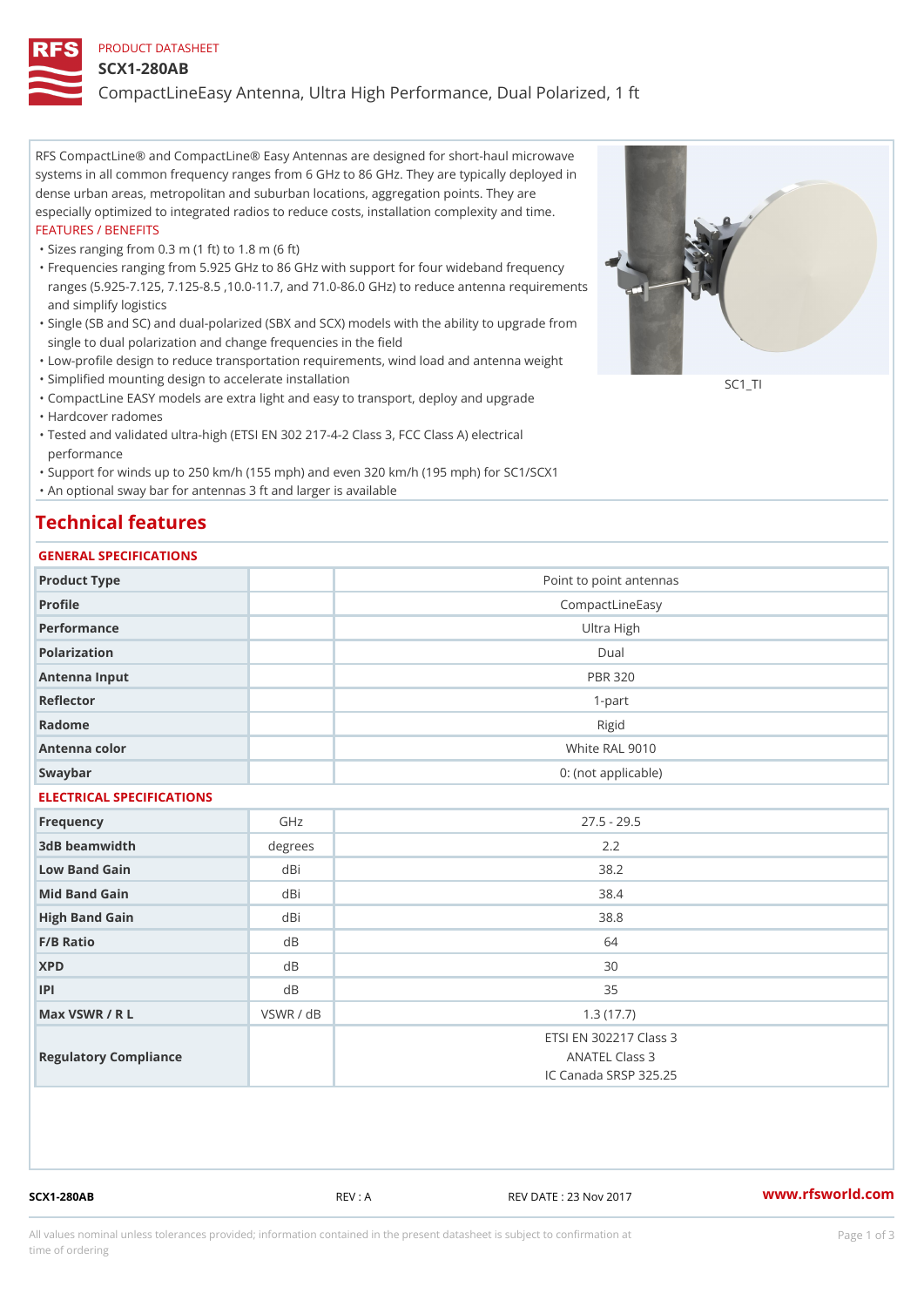PRODUCT DATASHEET

# SCX1-280AB

## CompactLineEasy Antenna, Ultra High Performance, Dual Polarized, 1 ft

RFS CompactLine® and CompactLine® Easy Antennas are designed for short-haul microwave systems in all common frequency ranges from 6 GHz to 86 GHz. They are typically deployed in dense urban areas, metropolitan and suburban locations, aggregation points. They are especially optimized to integrated radios to reduce costs, installation complexity and time.

FEATURES / BENEFITS

- Sizes ranging from 0.3 m (1 ft) to 1.8 m (6 ft)
- Frequencies ranging from 5.925 GHz to 86 GHz with support for four wideband frequency ranges (5.925-7.125, 7.125-8.5 ,10.0-11.7, and 71.0-86.0 GHz) to reduce antenna requirements and simplify logistics
- Single (SB and SC) and dual-polarized (SBX and SCX) models with the ability to upgrade from single to dual polarization and change frequencies in the field
- Low-profile design to reduce transportation requirements, wind load and antenna weight
- Simplified mounting design to accelerate installation
- CompactLine EASY models are extra light and easy to transport, deploy and upgrade
- Hardcover radomes
- Tested and validated ultra-high (ETSI EN 302 217-4-2 Class 3, FCC Class A) electrical performance
- Support for winds up to 250 km/h (155 mph) and even 320 km/h (195 mph) for SC1/SCX1
- An optional sway bar for antennas 3 ft and larger is available

SC1_TI

## Technical features

### GENERAL SPECIFICATIONS

| | | |
|---|---|---|
| Product Type | | Point to point antennas |
| Profile | | CompactLineEasy |
| Performance | | Ultra High |
| Polarization | | Dual |
| Antenna Input | | PBR 320 |
| Reflector | | 1-part |
| Radome | | Rigid |
| Antenna color | | White RAL 9010 |
| Swaybar | | 0: (not applicable) |

### ELECTRICAL SPECIFICATIONS

| | | |
|---|---|---|
| Frequency | GHz | 27.5 - 29.5 |
| 3dB beamwidth | degrees | 2.2 |
| Low Band Gain | dBi | 38.2 |
| Mid Band Gain | dBi | 38.4 |
| High Band Gain | dBi | 38.8 |
| F/B Ratio | dB | 64 |
| XPD | dB | 30 |
| IPI | dB | 35 |
| Max VSWR / R L | VSWR / dB | 1.3 (17.7) |
| Regulatory Compliance | | ETSI EN 302217 Class 3<br>ANATEL Class 3<br>IC Canada SRSP 325.25 |

SCX1-280AB REV : A REV DATE : 23 Nov 2017 www.rfsworld.com

All values nominal unless tolerances provided; information contained in the present datasheet is subject to confirmation at time of ordering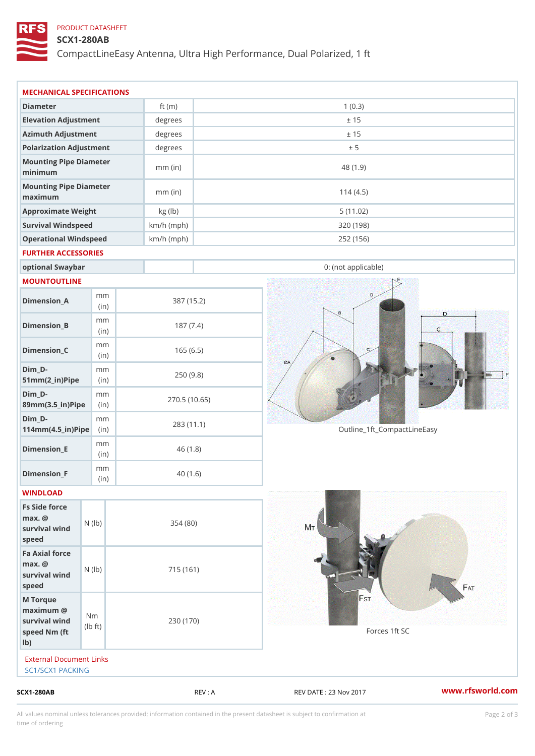PRODUCT DATASHEET

# SCX1-280AB

CompactLineEasy Antenna, Ultra High Performance, Dual Polarized, 1 ft

## MECHANICAL SPECIFICATIONS

| | | |
|---|---|---|
| Diameter | ft (m) | 1 (0.3) |
| Elevation Adjustment | degrees | ± 15 |
| Azimuth Adjustment | degrees | ± 15 |
| Polarization Adjustment | degrees | ± 5 |
| Mounting Pipe Diameter minimum | mm (in) | 48 (1.9) |
| Mounting Pipe Diameter maximum | mm (in) | 114 (4.5) |
| Approximate Weight | kg (lb) | 5 (11.02) |
| Survival Windspeed | km/h (mph) | 320 (198) |
| Operational Windspeed | km/h (mph) | 252 (156) |

## FURTHER ACCESSORIES

| | | |
|---|---|---|
| optional Swaybar | | 0: (not applicable) |

## MOUNTOUTLINE

| | | |
|---|---|---|
| Dimension_A | mm (in) | 387 (15.2) |
| Dimension_B | mm (in) | 187 (7.4) |
| Dimension_C | mm (in) | 165 (6.5) |
| Dim_D-51mm(2_in)Pipe | mm (in) | 250 (9.8) |
| Dim_D-89mm(3.5_in)Pipe | mm (in) | 270.5 (10.65) |
| Dim_D-114mm(4.5_in)Pipe | mm (in) | 283 (11.1) |
| Dimension_E | mm (in) | 46 (1.8) |
| Dimension_F | mm (in) | 40 (1.6) |

Outline_1ft_CompactLineEasy

## WINDLOAD

| | | |
|---|---|---|
| Fs Side force max. @ survival wind speed | N (lb) | 354 (80) |
| Fa Axial force max. @ survival wind speed | N (lb) | 715 (161) |
| M Torque maximum @ survival wind speed Nm (ft lb) | Nm (lb ft) | 230 (170) |

Forces 1ft SC

External Document Links

SC1/SCX1 PACKING

SCX1-280AB REV : A REV DATE : 23 Nov 2017 www.rfsworld.com

All values nominal unless tolerances provided; information contained in the present datasheet is subject to confirmation at time of ordering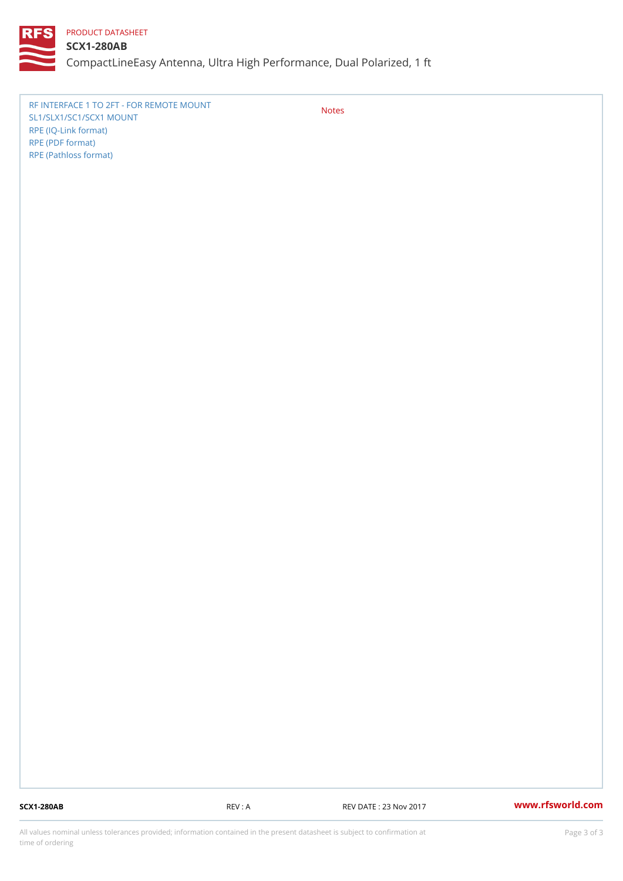RF INTERFACE 1 TO 2FT - FOR REMOTE MOUNT
SL1/SLX1/SC1/SCX1 MOUNT
RPE (IQ-Link format)
RPE (PDF format)
RPE (Pathloss format)

Notes